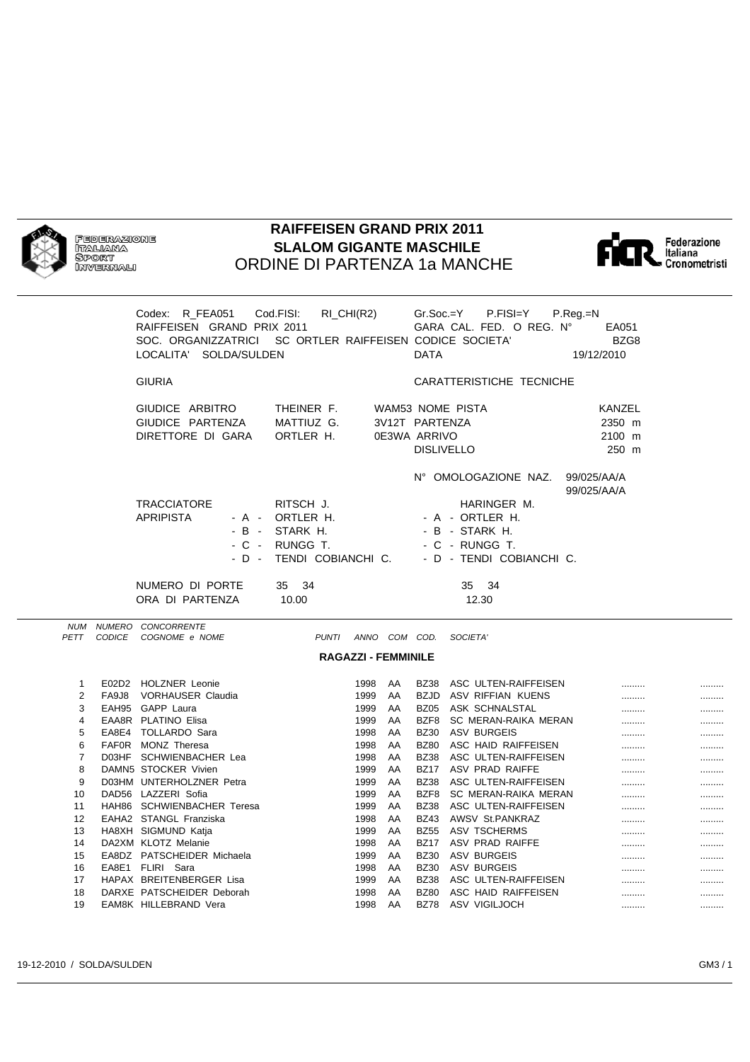FEDERAZIONE ITALIANA SPORT INVERNALI

# RAIFFEISEN GRAND PRIX 2011
## SLALOM GIGANTE MASCHILE
## ORDINE DI PARTENZA 1a MANCHE

Federazione Italiana Cronometristi

Codex: R_FEA051 Cod.FISI: RI_CHI(R2) Gr.Soc.=Y P.FISI=Y P.Reg.=N
RAIFFEISEN GRAND PRIX 2011 GARA CAL. FED. O REG. N° EA051
SOC. ORGANIZZATRICI SC ORTLER RAIFFEISEN CODICE SOCIETA' BZG8
LOCALITA' SOLDA/SULDEN DATA 19/12/2010

| GIURIA | | | CARATTERISTICHE TECNICHE | |
|---|---|---|---|---|
| GIUDICE ARBITRO | THEINER F. | WAM53 | NOME PISTA | KANZEL |
| GIUDICE PARTENZA | MATTIUZ G. | 3V12T | PARTENZA | 2350 m |
| DIRETTORE DI GARA | ORTLER H. | 0E3WA | ARRIVO | 2100 m |
| | | | DISLIVELLO | 250 m |
| | | | N° OMOLOGAZIONE NAZ. | 99/025/AA/A 99/025/AA/A |

| | | |
|---|---|---|
| TRACCIATORE | RITSCH J. | HARINGER M. |
| APRIPISTA - A - | ORTLER H. | - A - ORTLER H. |
| - B - | STARK H. | - B - STARK H. |
| - C - | RUNGG T. | - C - RUNGG T. |
| - D - | TENDI COBIANCHI C. | - D - TENDI COBIANCHI C. |
| NUMERO DI PORTE | 35 34 | 35 34 |
| ORA DI PARTENZA | 10.00 | 12.30 |

### RAGAZZI - FEMMINILE

| NUM PETT | NUMERO CODICE | CONCORRENTE COGNOME e NOME | PUNTI | ANNO | COM | COD. | SOCIETA' | | |
|---|---|---|---|---|---|---|---|---|---|
| 1 | E02D2 | HOLZNER Leonie | | 1998 | AA | BZ38 | ASC ULTEN-RAIFFEISEN | ......... | ......... |
| 2 | FA9J8 | VORHAUSER Claudia | | 1999 | AA | BZJD | ASV RIFFIAN KUENS | ......... | ......... |
| 3 | EAH95 | GAPP Laura | | 1999 | AA | BZ05 | ASK SCHNALSTAL | ......... | ......... |
| 4 | EAA8R | PLATINO Elisa | | 1999 | AA | BZF8 | SC MERAN-RAIKA MERAN | ......... | ......... |
| 5 | EA8E4 | TOLLARDO Sara | | 1998 | AA | BZ30 | ASV BURGEIS | ......... | ......... |
| 6 | FAF0R | MONZ Theresa | | 1998 | AA | BZ80 | ASC HAID RAIFFEISEN | ......... | ......... |
| 7 | D03HF | SCHWIENBACHER Lea | | 1998 | AA | BZ38 | ASC ULTEN-RAIFFEISEN | ......... | ......... |
| 8 | DAMN5 | STOCKER Vivien | | 1999 | AA | BZ17 | ASV PRAD RAIFFE | ......... | ......... |
| 9 | D03HM | UNTERHOLZNER Petra | | 1999 | AA | BZ38 | ASC ULTEN-RAIFFEISEN | ......... | ......... |
| 10 | DAD56 | LAZZERI Sofia | | 1999 | AA | BZF8 | SC MERAN-RAIKA MERAN | ......... | ......... |
| 11 | HAH86 | SCHWIENBACHER Teresa | | 1999 | AA | BZ38 | ASC ULTEN-RAIFFEISEN | ......... | ......... |
| 12 | EAHA2 | STANGL Franziska | | 1998 | AA | BZ43 | AWSV St.PANKRAZ | ......... | ......... |
| 13 | HA8XH | SIGMUND Katja | | 1999 | AA | BZ55 | ASV TSCHERMS | ......... | ......... |
| 14 | DA2XM | KLOTZ Melanie | | 1998 | AA | BZ17 | ASV PRAD RAIFFE | ......... | ......... |
| 15 | EA8DZ | PATSCHEIDER Michaela | | 1999 | AA | BZ30 | ASV BURGEIS | ......... | ......... |
| 16 | EA8E1 | FLIRI Sara | | 1998 | AA | BZ30 | ASV BURGEIS | ......... | ......... |
| 17 | HAPAX | BREITENBERGER Lisa | | 1999 | AA | BZ38 | ASC ULTEN-RAIFFEISEN | ......... | ......... |
| 18 | DARXE | PATSCHEIDER Deborah | | 1998 | AA | BZ80 | ASC HAID RAIFFEISEN | ......... | ......... |
| 19 | EAM8K | HILLEBRAND Vera | | 1998 | AA | BZ78 | ASV VIGILJOCH | ......... | ......... |

19-12-2010 / SOLDA/SULDEN GM3 / 1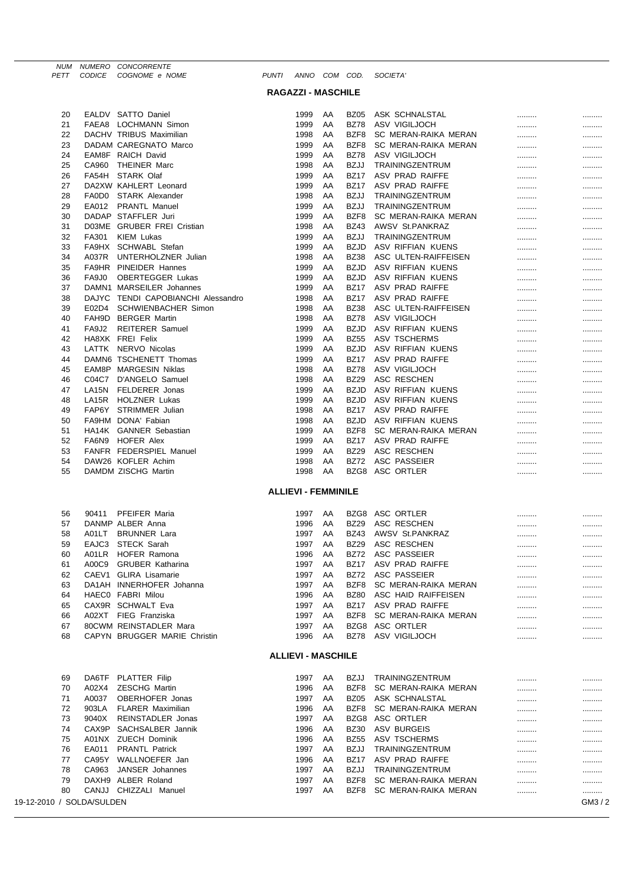| NUM PETT | NUMERO CODICE | CONCORRENTE COGNOME e NOME | PUNTI | ANNO | COM | COD. | SOCIETA' | | |
|---|---|---|---|---|---|---|---|---|---|

## RAGAZZI - MASCHILE

| NUM PETT | NUMERO CODICE | CONCORRENTE COGNOME e NOME | PUNTI | ANNO | COM | COD. | SOCIETA' | | |
|---|---|---|---|---|---|---|---|---|---|
| 20 | EALDV | SATTO Daniel | | 1999 | AA | BZ05 | ASK SCHNALSTAL | ......... | ......... |
| 21 | FAEA8 | LOCHMANN Simon | | 1999 | AA | BZ78 | ASV VIGILJOCH | ......... | ......... |
| 22 | DACHV | TRIBUS Maximilian | | 1998 | AA | BZF8 | SC MERAN-RAIKA MERAN | ......... | ......... |
| 23 | DADAM | CAREGNATO Marco | | 1999 | AA | BZF8 | SC MERAN-RAIKA MERAN | ......... | ......... |
| 24 | EAM8F | RAICH David | | 1999 | AA | BZ78 | ASV VIGILJOCH | ......... | ......... |
| 25 | CA960 | THEINER Marc | | 1998 | AA | BZJJ | TRAININGZENTRUM | ......... | ......... |
| 26 | FA54H | STARK Olaf | | 1999 | AA | BZ17 | ASV PRAD RAIFFE | ......... | ......... |
| 27 | DA2XW | KAHLERT Leonard | | 1999 | AA | BZ17 | ASV PRAD RAIFFE | ......... | ......... |
| 28 | FA0D0 | STARK Alexander | | 1998 | AA | BZJJ | TRAININGZENTRUM | ......... | ......... |
| 29 | EA012 | PRANTL Manuel | | 1999 | AA | BZJJ | TRAININGZENTRUM | ......... | ......... |
| 30 | DADAP | STAFFLER Juri | | 1999 | AA | BZF8 | SC MERAN-RAIKA MERAN | ......... | ......... |
| 31 | D03ME | GRUBER FREI Cristian | | 1998 | AA | BZ43 | AWSV St.PANKRAZ | ......... | ......... |
| 32 | FA301 | KIEM Lukas | | 1999 | AA | BZJJ | TRAININGZENTRUM | ......... | ......... |
| 33 | FA9HX | SCHWABL Stefan | | 1999 | AA | BZJD | ASV RIFFIAN KUENS | ......... | ......... |
| 34 | A037R | UNTERHOLZNER Julian | | 1998 | AA | BZ38 | ASC ULTEN-RAIFFEISEN | ......... | ......... |
| 35 | FA9HR | PINEIDER Hannes | | 1999 | AA | BZJD | ASV RIFFIAN KUENS | ......... | ......... |
| 36 | FA9J0 | OBERTEGGER Lukas | | 1999 | AA | BZJD | ASV RIFFIAN KUENS | ......... | ......... |
| 37 | DAMN1 | MARSEILER Johannes | | 1999 | AA | BZ17 | ASV PRAD RAIFFE | ......... | ......... |
| 38 | DAJYC | TENDI CAPOBIANCHI Alessandro | | 1998 | AA | BZ17 | ASV PRAD RAIFFE | ......... | ......... |
| 39 | E02D4 | SCHWIENBACHER Simon | | 1998 | AA | BZ38 | ASC ULTEN-RAIFFEISEN | ......... | ......... |
| 40 | FAH9D | BERGER Martin | | 1998 | AA | BZ78 | ASV VIGILJOCH | ......... | ......... |
| 41 | FA9J2 | REITERER Samuel | | 1999 | AA | BZJD | ASV RIFFIAN KUENS | ......... | ......... |
| 42 | HA8XK | FREI Felix | | 1999 | AA | BZ55 | ASV TSCHERMS | ......... | ......... |
| 43 | LATTK | NERVO Nicolas | | 1999 | AA | BZJD | ASV RIFFIAN KUENS | ......... | ......... |
| 44 | DAMN6 | TSCHENETT Thomas | | 1999 | AA | BZ17 | ASV PRAD RAIFFE | ......... | ......... |
| 45 | EAM8P | MARGESIN Niklas | | 1998 | AA | BZ78 | ASV VIGILJOCH | ......... | ......... |
| 46 | C04C7 | D'ANGELO Samuel | | 1998 | AA | BZ29 | ASC RESCHEN | ......... | ......... |
| 47 | LA15N | FELDERER Jonas | | 1999 | AA | BZJD | ASV RIFFIAN KUENS | ......... | ......... |
| 48 | LA15R | HOLZNER Lukas | | 1999 | AA | BZJD | ASV RIFFIAN KUENS | ......... | ......... |
| 49 | FAP6Y | STRIMMER Julian | | 1998 | AA | BZ17 | ASV PRAD RAIFFE | ......... | ......... |
| 50 | FA9HM | DONA' Fabian | | 1998 | AA | BZJD | ASV RIFFIAN KUENS | ......... | ......... |
| 51 | HA14K | GANNER Sebastian | | 1999 | AA | BZF8 | SC MERAN-RAIKA MERAN | ......... | ......... |
| 52 | FA6N9 | HOFER Alex | | 1999 | AA | BZ17 | ASV PRAD RAIFFE | ......... | ......... |
| 53 | FANFR | FEDERSPIEL Manuel | | 1999 | AA | BZ29 | ASC RESCHEN | ......... | ......... |
| 54 | DAW26 | KOFLER Achim | | 1998 | AA | BZ72 | ASC PASSEIER | ......... | ......... |
| 55 | DAMDM | ZISCHG Martin | | 1998 | AA | BZG8 | ASC ORTLER | ......... | ......... |

## ALLIEVI - FEMMINILE

| NUM PETT | NUMERO CODICE | CONCORRENTE COGNOME e NOME | PUNTI | ANNO | COM | COD. | SOCIETA' | | |
|---|---|---|---|---|---|---|---|---|---|
| 56 | 90411 | PFEIFER Maria | | 1997 | AA | BZG8 | ASC ORTLER | ......... | ......... |
| 57 | DANMP | ALBER Anna | | 1996 | AA | BZ29 | ASC RESCHEN | ......... | ......... |
| 58 | A01LT | BRUNNER Lara | | 1997 | AA | BZ43 | AWSV St.PANKRAZ | ......... | ......... |
| 59 | EAJC3 | STECK Sarah | | 1997 | AA | BZ29 | ASC RESCHEN | ......... | ......... |
| 60 | A01LR | HOFER Ramona | | 1996 | AA | BZ72 | ASC PASSEIER | ......... | ......... |
| 61 | A00C9 | GRUBER Katharina | | 1997 | AA | BZ17 | ASV PRAD RAIFFE | ......... | ......... |
| 62 | CAEV1 | GLIRA Lisamarie | | 1997 | AA | BZ72 | ASC PASSEIER | ......... | ......... |
| 63 | DA1AH | INNERHOFER Johanna | | 1997 | AA | BZF8 | SC MERAN-RAIKA MERAN | ......... | ......... |
| 64 | HAEC0 | FABRI Milou | | 1996 | AA | BZ80 | ASC HAID RAIFFEISEN | ......... | ......... |
| 65 | CAX9R | SCHWALT Eva | | 1997 | AA | BZ17 | ASV PRAD RAIFFE | ......... | ......... |
| 66 | A02XT | FIEG Franziska | | 1997 | AA | BZF8 | SC MERAN-RAIKA MERAN | ......... | ......... |
| 67 | 80CWM | REINSTADLER Mara | | 1997 | AA | BZG8 | ASC ORTLER | ......... | ......... |
| 68 | CAPYN | BRUGGER MARIE Christin | | 1996 | AA | BZ78 | ASV VIGILJOCH | ......... | ......... |

## ALLIEVI - MASCHILE

| NUM PETT | NUMERO CODICE | CONCORRENTE COGNOME e NOME | PUNTI | ANNO | COM | COD. | SOCIETA' | | |
|---|---|---|---|---|---|---|---|---|---|
| 69 | DA6TF | PLATTER Filip | | 1997 | AA | BZJJ | TRAININGZENTRUM | ......... | ......... |
| 70 | A02X4 | ZESCHG Martin | | 1996 | AA | BZF8 | SC MERAN-RAIKA MERAN | ......... | ......... |
| 71 | A0037 | OBERHOFER Jonas | | 1997 | AA | BZ05 | ASK SCHNALSTAL | ......... | ......... |
| 72 | 903LA | FLARER Maximilian | | 1996 | AA | BZF8 | SC MERAN-RAIKA MERAN | ......... | ......... |
| 73 | 9040X | REINSTADLER Jonas | | 1997 | AA | BZG8 | ASC ORTLER | ......... | ......... |
| 74 | CAX9P | SACHSALBER Jannik | | 1996 | AA | BZ30 | ASV BURGEIS | ......... | ......... |
| 75 | A01NX | ZUECH Dominik | | 1996 | AA | BZ55 | ASV TSCHERMS | ......... | ......... |
| 76 | EA011 | PRANTL Patrick | | 1997 | AA | BZJJ | TRAININGZENTRUM | ......... | ......... |
| 77 | CA95Y | WALLNOEFER Jan | | 1996 | AA | BZ17 | ASV PRAD RAIFFE | ......... | ......... |
| 78 | CA963 | JANSER Johannes | | 1997 | AA | BZJJ | TRAININGZENTRUM | ......... | ......... |
| 79 | DAXH9 | ALBER Roland | | 1997 | AA | BZF8 | SC MERAN-RAIKA MERAN | ......... | ......... |
| 80 | CANJJ | CHIZZALI Manuel | | 1997 | AA | BZF8 | SC MERAN-RAIKA MERAN | ......... | ......... |

19-12-2010 / SOLDA/SULDEN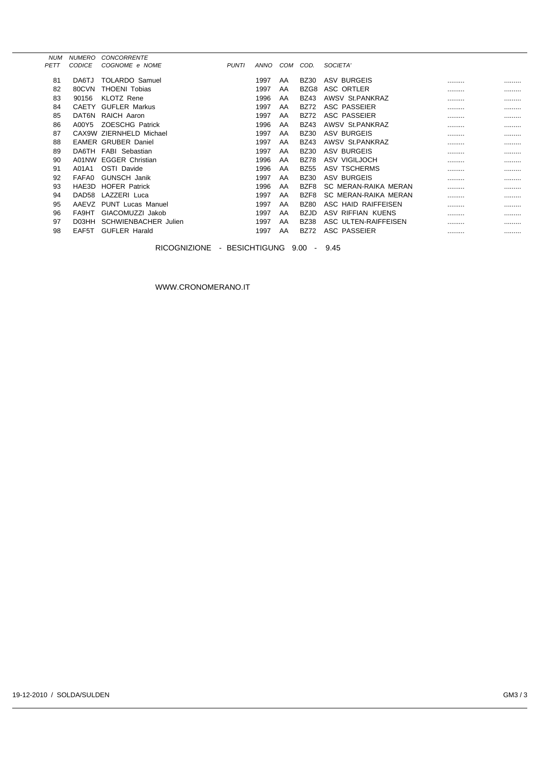| NUM PETT | NUMERO CODICE | CONCORRENTE COGNOME e NOME | PUNTI | ANNO | COM | COD. | SOCIETA' | | |
|---|---|---|---|---|---|---|---|---|---|
| 81 | DA6TJ | TOLARDO Samuel | | 1997 | AA | BZ30 | ASV BURGEIS | ......... | ......... |
| 82 | 80CVN | THOENI Tobias | | 1997 | AA | BZG8 | ASC ORTLER | ......... | ......... |
| 83 | 90156 | KLOTZ Rene | | 1996 | AA | BZ43 | AWSV St.PANKRAZ | ......... | ......... |
| 84 | CAETY | GUFLER Markus | | 1997 | AA | BZ72 | ASC PASSEIER | ......... | ......... |
| 85 | DAT6N | RAICH Aaron | | 1997 | AA | BZ72 | ASC PASSEIER | ......... | ......... |
| 86 | A00Y5 | ZOESCHG Patrick | | 1996 | AA | BZ43 | AWSV St.PANKRAZ | ......... | ......... |
| 87 | CAX9W | ZIERNHELD Michael | | 1997 | AA | BZ30 | ASV BURGEIS | ......... | ......... |
| 88 | EAMER | GRUBER Daniel | | 1997 | AA | BZ43 | AWSV St.PANKRAZ | ......... | ......... |
| 89 | DA6TH | FABI Sebastian | | 1997 | AA | BZ30 | ASV BURGEIS | ......... | ......... |
| 90 | A01NW | EGGER Christian | | 1996 | AA | BZ78 | ASV VIGILJOCH | ......... | ......... |
| 91 | A01A1 | OSTI Davide | | 1996 | AA | BZ55 | ASV TSCHERMS | ......... | ......... |
| 92 | FAFA0 | GUNSCH Janik | | 1997 | AA | BZ30 | ASV BURGEIS | ......... | ......... |
| 93 | HAE3D | HOFER Patrick | | 1996 | AA | BZF8 | SC MERAN-RAIKA MERAN | ......... | ......... |
| 94 | DAD58 | LAZZERI Luca | | 1997 | AA | BZF8 | SC MERAN-RAIKA MERAN | ......... | ......... |
| 95 | AAEVZ | PUNT Lucas Manuel | | 1997 | AA | BZ80 | ASC HAID RAIFFEISEN | ......... | ......... |
| 96 | FA9HT | GIACOMUZZI Jakob | | 1997 | AA | BZJD | ASV RIFFIAN KUENS | ......... | ......... |
| 97 | D03HH | SCHWIENBACHER Julien | | 1997 | AA | BZ38 | ASC ULTEN-RAIFFEISEN | ......... | ......... |
| 98 | EAF5T | GUFLER Harald | | 1997 | AA | BZ72 | ASC PASSEIER | ......... | ......... |

RICOGNIZIONE - BESICHTIGUNG 9.00 - 9.45

WWW.CRONOMERANO.IT

19-12-2010 / SOLDA/SULDEN